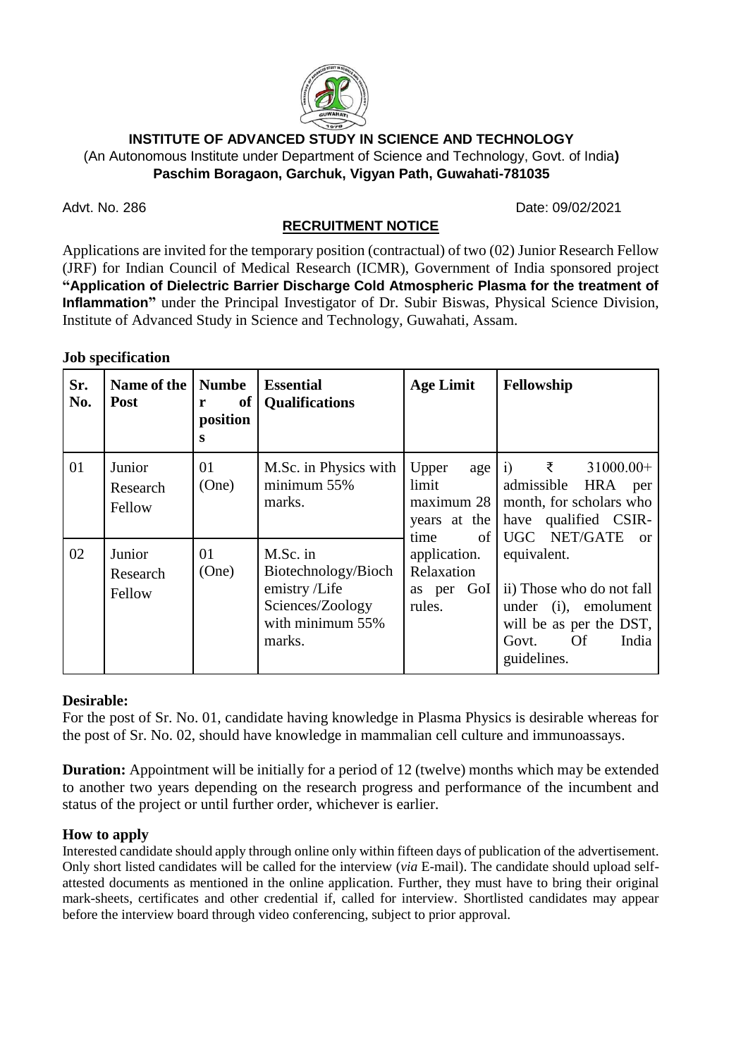# INSTITUTE OF ADVANCED STUDY IN SCIENCE AND TECHNOLOGY

(An Autonomous Institute under Department of Science and Technology, Govt. of India**)**

**Paschim Boragaon, Garchuk, Vigyan Path, Guwahati-781035**

Advt. No. 286 Date: 09/02/2021

## RECRUITMENT NOTICE

Applications are invited for the temporary position (contractual) of two (02) Junior Research Fellow (JRF) for Indian Council of Medical Research (ICMR), Government of India sponsored project **"Application of Dielectric Barrier Discharge Cold Atmospheric Plasma for the treatment of Inflammation"** under the Principal Investigator of Dr. Subir Biswas, Physical Science Division, Institute of Advanced Study in Science and Technology, Guwahati, Assam.

**Job specification**

| Sr. No. | Name of the Post | Number of positions | Essential Qualifications | Age Limit | Fellowship |
|---|---|---|---|---|---|
| 01 | Junior Research Fellow | 01 (One) | M.Sc. in Physics with minimum 55% marks. | Upper age limit maximum 28 years at the time of application. Relaxation as per GoI rules. | i) ₹ 31000.00+ admissible HRA per month, for scholars who have qualified CSIR-UGC NET/GATE or equivalent. ii) Those who do not fall under (i), emolument will be as per the DST, Govt. Of India guidelines. |
| 02 | Junior Research Fellow | 01 (One) | M.Sc. in Biotechnology/Biochemistry /Life Sciences/Zoology with minimum 55% marks. | | |

### Desirable:

For the post of Sr. No. 01, candidate having knowledge in Plasma Physics is desirable whereas for the post of Sr. No. 02, should have knowledge in mammalian cell culture and immunoassays.

**Duration:** Appointment will be initially for a period of 12 (twelve) months which may be extended to another two years depending on the research progress and performance of the incumbent and status of the project or until further order, whichever is earlier.

### How to apply

Interested candidate should apply through online only within fifteen days of publication of the advertisement. Only short listed candidates will be called for the interview (*via* E-mail). The candidate should upload self-attested documents as mentioned in the online application. Further, they must have to bring their original mark-sheets, certificates and other credential if, called for interview. Shortlisted candidates may appear before the interview board through video conferencing, subject to prior approval.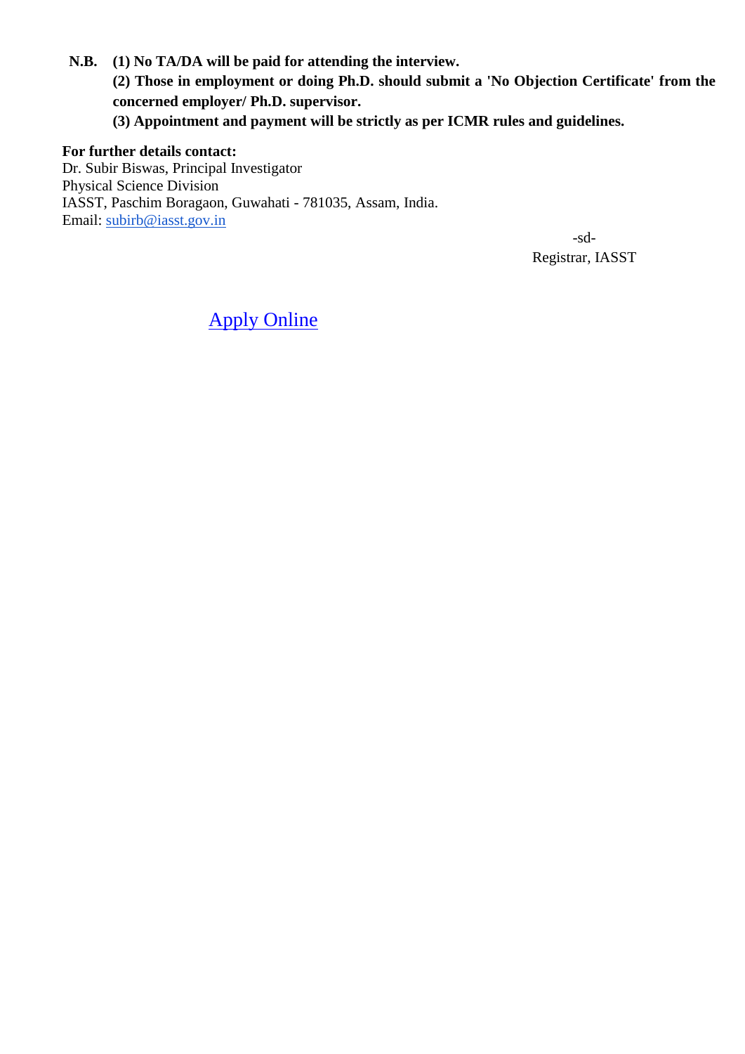**N.B. (1) No TA/DA will be paid for attending the interview.**

**(2) Those in employment or doing Ph.D. should submit a 'No Objection Certificate' from the concerned employer/ Ph.D. supervisor.**

**(3) Appointment and payment will be strictly as per ICMR rules and guidelines.**

**For further details contact:**

Dr. Subir Biswas, Principal Investigator
Physical Science Division
IASST, Paschim Boragaon, Guwahati - 781035, Assam, India.
Email: subirb@iasst.gov.in

-sd-
Registrar, IASST

Apply Online